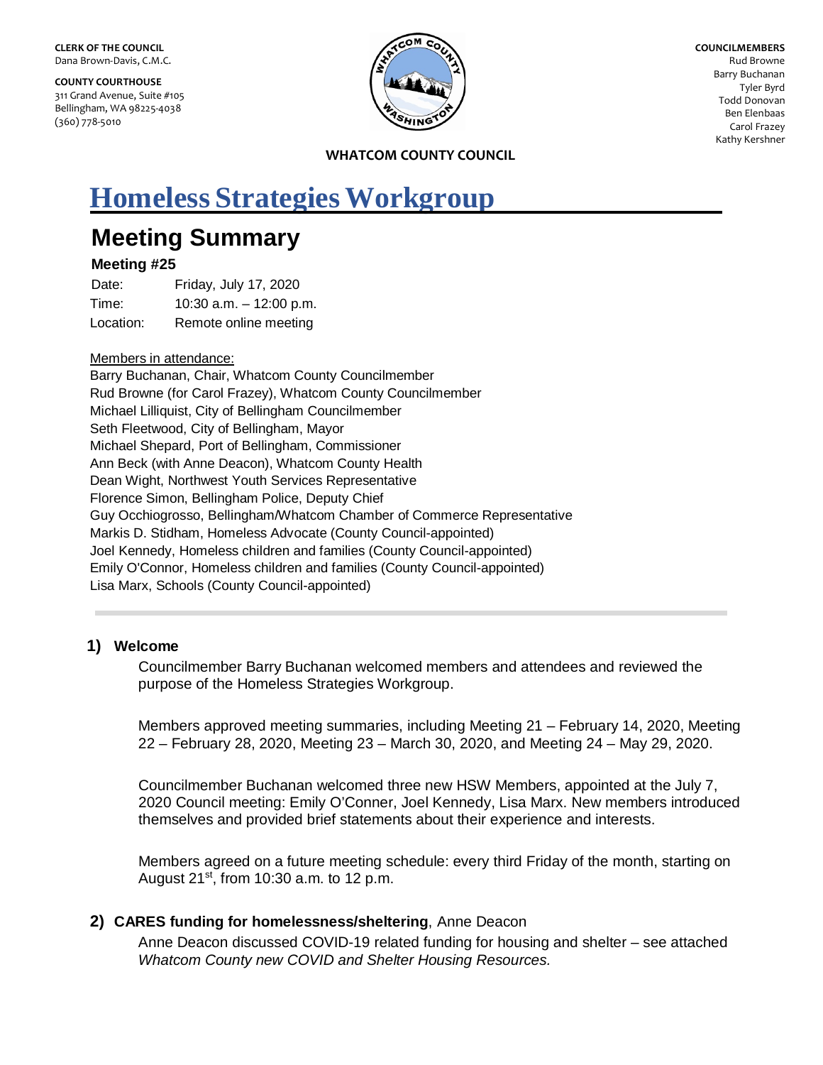CLERK OF THE COUNCIL
Dana Brown-Davis, C.M.C.

COUNTY COURTHOUSE
311 Grand Avenue, Suite #105
Bellingham, WA 98225-4038
(360) 778-5010

COUNCILMEMBERS
Rud Browne
Barry Buchanan
Tyler Byrd
Todd Donovan
Ben Elenbaas
Carol Frazey
Kathy Kershner

**WHATCOM COUNTY COUNCIL**

# Homeless Strategies Workgroup

## Meeting Summary

**Meeting #25**

Date: Friday, July 17, 2020
Time: 10:30 a.m. – 12:00 p.m.
Location: Remote online meeting

Members in attendance:
Barry Buchanan, Chair, Whatcom County Councilmember
Rud Browne (for Carol Frazey), Whatcom County Councilmember
Michael Lilliquist, City of Bellingham Councilmember
Seth Fleetwood, City of Bellingham, Mayor
Michael Shepard, Port of Bellingham, Commissioner
Ann Beck (with Anne Deacon), Whatcom County Health
Dean Wight, Northwest Youth Services Representative
Florence Simon, Bellingham Police, Deputy Chief
Guy Occhiogrosso, Bellingham/Whatcom Chamber of Commerce Representative
Markis D. Stidham, Homeless Advocate (County Council-appointed)
Joel Kennedy, Homeless children and families (County Council-appointed)
Emily O'Connor, Homeless children and families (County Council-appointed)
Lisa Marx, Schools (County Council-appointed)

---

### 1) Welcome

Councilmember Barry Buchanan welcomed members and attendees and reviewed the purpose of the Homeless Strategies Workgroup.

Members approved meeting summaries, including Meeting 21 – February 14, 2020, Meeting 22 – February 28, 2020, Meeting 23 – March 30, 2020, and Meeting 24 – May 29, 2020.

Councilmember Buchanan welcomed three new HSW Members, appointed at the July 7, 2020 Council meeting: Emily O'Conner, Joel Kennedy, Lisa Marx. New members introduced themselves and provided brief statements about their experience and interests.

Members agreed on a future meeting schedule: every third Friday of the month, starting on August 21st, from 10:30 a.m. to 12 p.m.

### 2) CARES funding for homelessness/sheltering, Anne Deacon

Anne Deacon discussed COVID-19 related funding for housing and shelter – see attached *Whatcom County new COVID and Shelter Housing Resources.*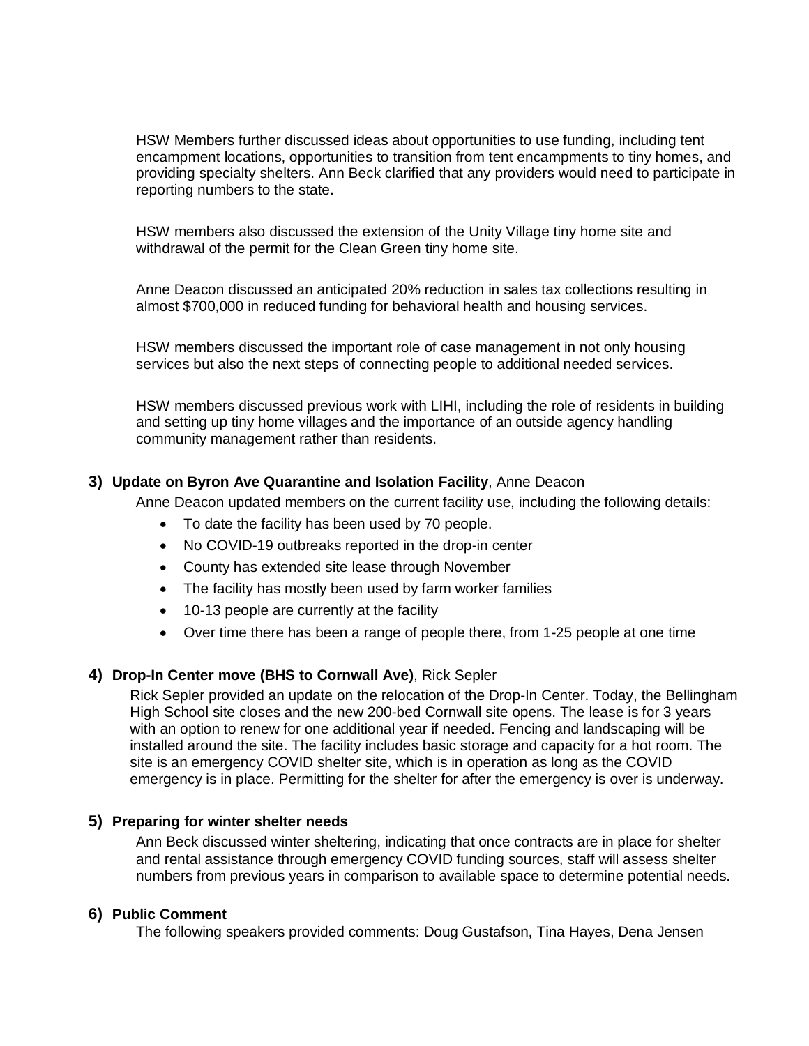HSW Members further discussed ideas about opportunities to use funding, including tent encampment locations, opportunities to transition from tent encampments to tiny homes, and providing specialty shelters. Ann Beck clarified that any providers would need to participate in reporting numbers to the state.

HSW members also discussed the extension of the Unity Village tiny home site and withdrawal of the permit for the Clean Green tiny home site.

Anne Deacon discussed an anticipated 20% reduction in sales tax collections resulting in almost $700,000 in reduced funding for behavioral health and housing services.

HSW members discussed the important role of case management in not only housing services but also the next steps of connecting people to additional needed services.

HSW members discussed previous work with LIHI, including the role of residents in building and setting up tiny home villages and the importance of an outside agency handling community management rather than residents.

**3) Update on Byron Ave Quarantine and Isolation Facility**, Anne Deacon

Anne Deacon updated members on the current facility use, including the following details:

- To date the facility has been used by 70 people.
- No COVID-19 outbreaks reported in the drop-in center
- County has extended site lease through November
- The facility has mostly been used by farm worker families
- 10-13 people are currently at the facility
- Over time there has been a range of people there, from 1-25 people at one time

**4) Drop-In Center move (BHS to Cornwall Ave)**, Rick Sepler

Rick Sepler provided an update on the relocation of the Drop-In Center. Today, the Bellingham High School site closes and the new 200-bed Cornwall site opens. The lease is for 3 years with an option to renew for one additional year if needed. Fencing and landscaping will be installed around the site. The facility includes basic storage and capacity for a hot room. The site is an emergency COVID shelter site, which is in operation as long as the COVID emergency is in place. Permitting for the shelter for after the emergency is over is underway.

**5) Preparing for winter shelter needs**

Ann Beck discussed winter sheltering, indicating that once contracts are in place for shelter and rental assistance through emergency COVID funding sources, staff will assess shelter numbers from previous years in comparison to available space to determine potential needs.

**6) Public Comment**

The following speakers provided comments: Doug Gustafson, Tina Hayes, Dena Jensen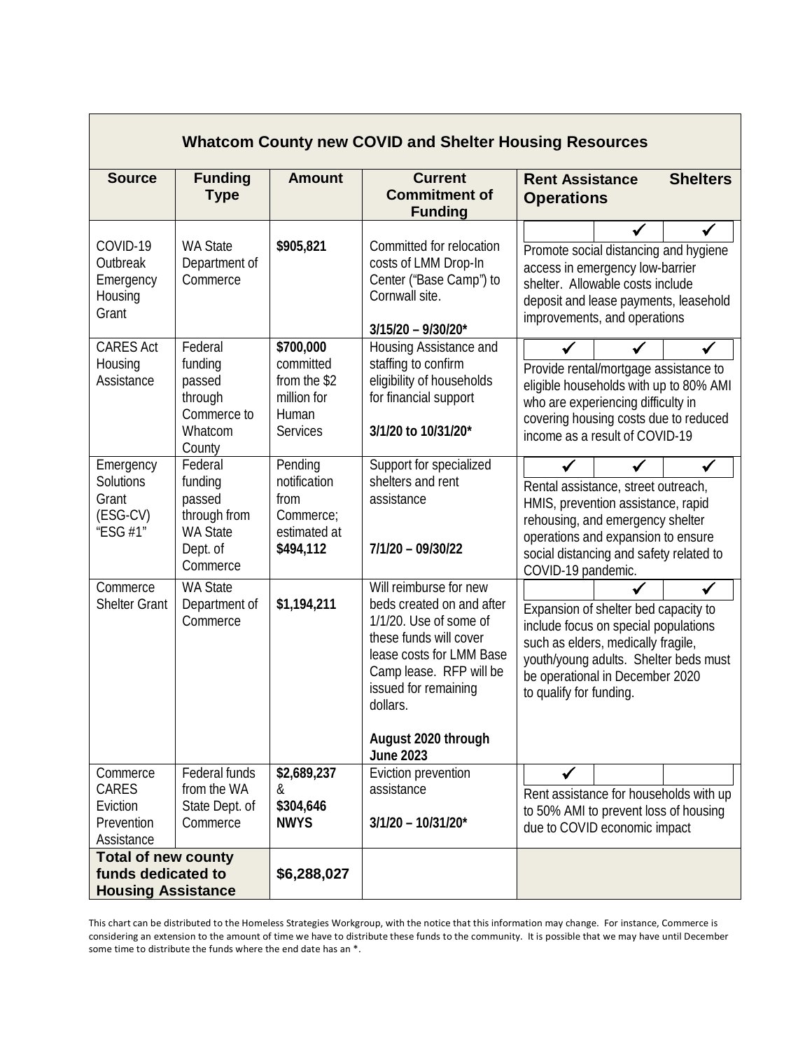## Whatcom County new COVID and Shelter Housing Resources

| Source | Funding Type | Amount | Current Commitment of Funding | Rent Assistance | Shelters | Operations | |
|---|---|---|---|---|---|---|---|
| COVID-19 Outbreak Emergency Housing Grant | WA State Department of Commerce | **$905,821** | Committed for relocation costs of LMM Drop-In Center ("Base Camp") to Cornwall site.<br><br>**3/15/20 – 9/30/20*** | | ✓ | ✓ | Promote social distancing and hygiene access in emergency low-barrier shelter. Allowable costs include deposit and lease payments, leasehold improvements, and operations |
| CARES Act Housing Assistance | Federal funding passed through Commerce to Whatcom County | **$700,000** committed from the $2 million for Human Services | Housing Assistance and staffing to confirm eligibility of households for financial support<br><br>**3/1/20 to 10/31/20*** | ✓ | ✓ | ✓ | Provide rental/mortgage assistance to eligible households with up to 80% AMI who are experiencing difficulty in covering housing costs due to reduced income as a result of COVID-19 |
| Emergency Solutions Grant (ESG-CV) "ESG #1" | Federal funding passed through from WA State Dept. of Commerce | Pending notification from Commerce; estimated at **$494,112** | Support for specialized shelters and rent assistance<br><br>**7/1/20 – 09/30/22** | ✓ | ✓ | ✓ | Rental assistance, street outreach, HMIS, prevention assistance, rapid rehousing, and emergency shelter operations and expansion to ensure social distancing and safety related to COVID-19 pandemic. |
| Commerce Shelter Grant | WA State Department of Commerce | **$1,194,211** | Will reimburse for new beds created on and after 1/1/20. Use of some of these funds will cover lease costs for LMM Base Camp lease. RFP will be issued for remaining dollars.<br><br>**August 2020 through June 2023** | | ✓ | ✓ | Expansion of shelter bed capacity to include focus on special populations such as elders, medically fragile, youth/young adults. Shelter beds must be operational in December 2020 to qualify for funding. |
| Commerce CARES Eviction Prevention Assistance | Federal funds from the WA State Dept. of Commerce | **$2,689,237** & **$304,646 NWYS** | Eviction prevention assistance<br><br>**3/1/20 – 10/31/20*** | ✓ | | | Rent assistance for households with up to 50% AMI to prevent loss of housing due to COVID economic impact |
| **Total of new county funds dedicated to Housing Assistance** | | **$6,288,027** | | | | | |

This chart can be distributed to the Homeless Strategies Workgroup, with the notice that this information may change. For instance, Commerce is considering an extension to the amount of time we have to distribute these funds to the community. It is possible that we may have until December some time to distribute the funds where the end date has an *.